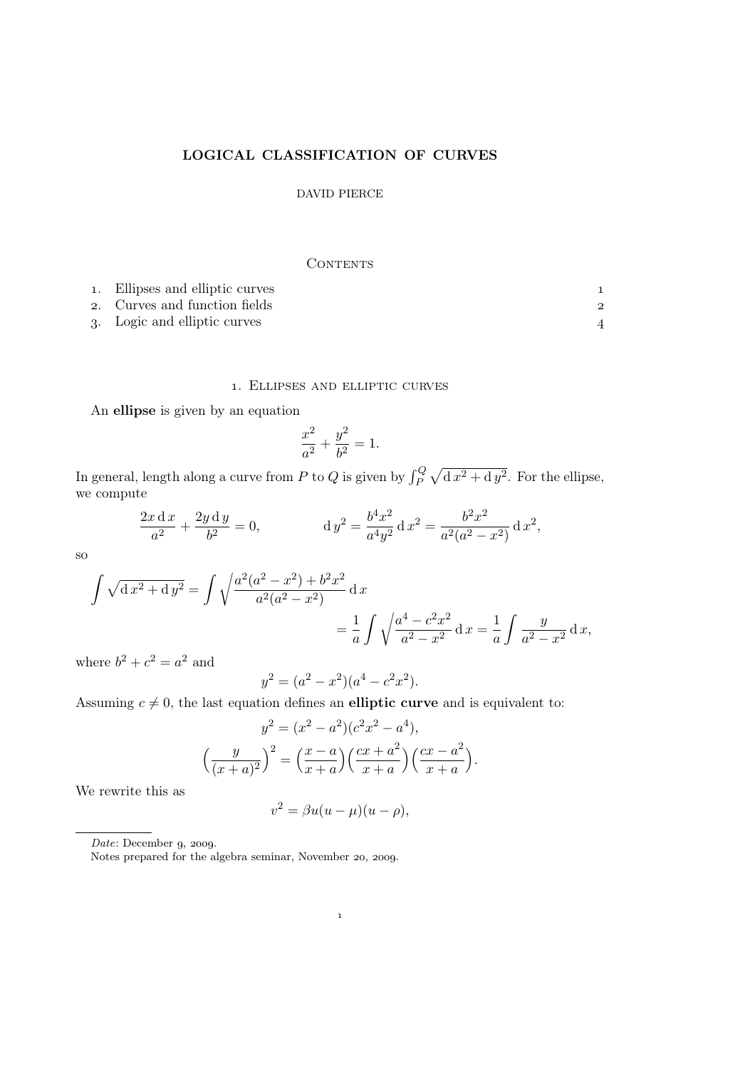# LOGICAL CLASSIFICATION OF CURVES

DAVID PIERCE

## Contents

1. Ellipses and elliptic curves — 1
2. Curves and function fields — 2
3. Logic and elliptic curves — 4

## 1. Ellipses and elliptic curves

An **ellipse** is given by an equation

$$\frac{x^2}{a^2} + \frac{y^2}{b^2} = 1.$$

In general, length along a curve from $P$ to $Q$ is given by $\int_P^Q \sqrt{\mathrm{d}\,x^2 + \mathrm{d}\,y^2}$. For the ellipse, we compute

$$\frac{2x\,\mathrm{d}\,x}{a^2} + \frac{2y\,\mathrm{d}\,y}{b^2} = 0, \qquad \mathrm{d}\,y^2 = \frac{b^4x^2}{a^4y^2}\,\mathrm{d}\,x^2 = \frac{b^2x^2}{a^2(a^2-x^2)}\,\mathrm{d}\,x^2,$$

so

$$\int \sqrt{\mathrm{d}\,x^2 + \mathrm{d}\,y^2} = \int \sqrt{\frac{a^2(a^2-x^2)+b^2x^2}{a^2(a^2-x^2)}}\,\mathrm{d}\,x$$

$$= \frac{1}{a}\int \sqrt{\frac{a^4-c^2x^2}{a^2-x^2}}\,\mathrm{d}\,x = \frac{1}{a}\int \frac{y}{a^2-x^2}\,\mathrm{d}\,x,$$

where $b^2 + c^2 = a^2$ and

$$y^2 = (a^2-x^2)(a^4-c^2x^2).$$

Assuming $c \neq 0$, the last equation defines an **elliptic curve** and is equivalent to:

$$y^2 = (x^2-a^2)(c^2x^2-a^4),$$

$$\Big(\frac{y}{(x+a)^2}\Big)^2 = \Big(\frac{x-a}{x+a}\Big)\Big(\frac{cx+a^2}{x+a}\Big)\Big(\frac{cx-a^2}{x+a}\Big).$$

We rewrite this as

$$v^2 = \beta u(u-\mu)(u-\rho),$$

---

*Date*: December 9, 2009.

Notes prepared for the algebra seminar, November 20, 2009.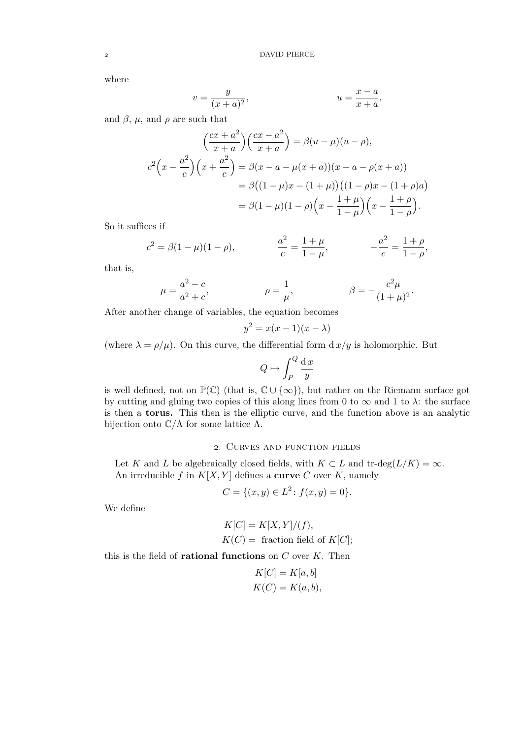where

$$v = \frac{y}{(x+a)^2}, \qquad\qquad u = \frac{x-a}{x+a},$$

and $\beta$, $\mu$, and $\rho$ are such that

$$\begin{aligned}
\Big(\frac{cx+a^2}{x+a}\Big)\Big(\frac{cx-a^2}{x+a}\Big) &= \beta(u-\mu)(u-\rho),\\
c^2\Big(x-\frac{a^2}{c}\Big)\Big(x+\frac{a^2}{c}\Big) &= \beta(x-a-\mu(x+a))(x-a-\rho(x+a))\\
&= \beta\big((1-\mu)x-(1+\mu)\big)\big((1-\rho)x-(1+\rho)a\big)\\
&= \beta(1-\mu)(1-\rho)\Big(x-\frac{1+\mu}{1-\mu}\Big)\Big(x-\frac{1+\rho}{1-\rho}\Big).
\end{aligned}$$

So it suffices if

$$c^2 = \beta(1-\mu)(1-\rho), \qquad \frac{a^2}{c} = \frac{1+\mu}{1-\mu}, \qquad -\frac{a^2}{c} = \frac{1+\rho}{1-\rho},$$

that is,

$$\mu = \frac{a^2-c}{a^2+c}, \qquad \rho = \frac{1}{\mu}, \qquad \beta = -\frac{c^2\mu}{(1+\mu)^2}.$$

After another change of variables, the equation becomes

$$y^2 = x(x-1)(x-\lambda)$$

(where $\lambda = \rho/\mu$). On this curve, the differential form $\mathrm{d}\,x/y$ is holomorphic. But

$$Q \mapsto \int_P^Q \frac{\mathrm{d}\,x}{y}$$

is well defined, not on $\mathbb{P}(\mathbb{C})$ (that is, $\mathbb{C} \cup \{\infty\}$), but rather on the Riemann surface got by cutting and gluing two copies of this along lines from 0 to $\infty$ and 1 to $\lambda$: the surface is then a **torus.** This then is the elliptic curve, and the function above is an analytic bijection onto $\mathbb{C}/\Lambda$ for some lattice $\Lambda$.

## 2. Curves and function fields

Let $K$ and $L$ be algebraically closed fields, with $K \subset L$ and $\text{tr-deg}(L/K) = \infty$.

An irreducible $f$ in $K[X,Y]$ defines a **curve** $C$ over $K$, namely

$$C = \{(x,y) \in L^2 \colon f(x,y) = 0\}.$$

We define

$$\begin{aligned}
K[C] &= K[X,Y]/(f),\\
K(C) &= \text{ fraction field of } K[C];
\end{aligned}$$

this is the field of **rational functions** on $C$ over $K$. Then

$$\begin{aligned}
K[C] &= K[a,b]\\
K(C) &= K(a,b),
\end{aligned}$$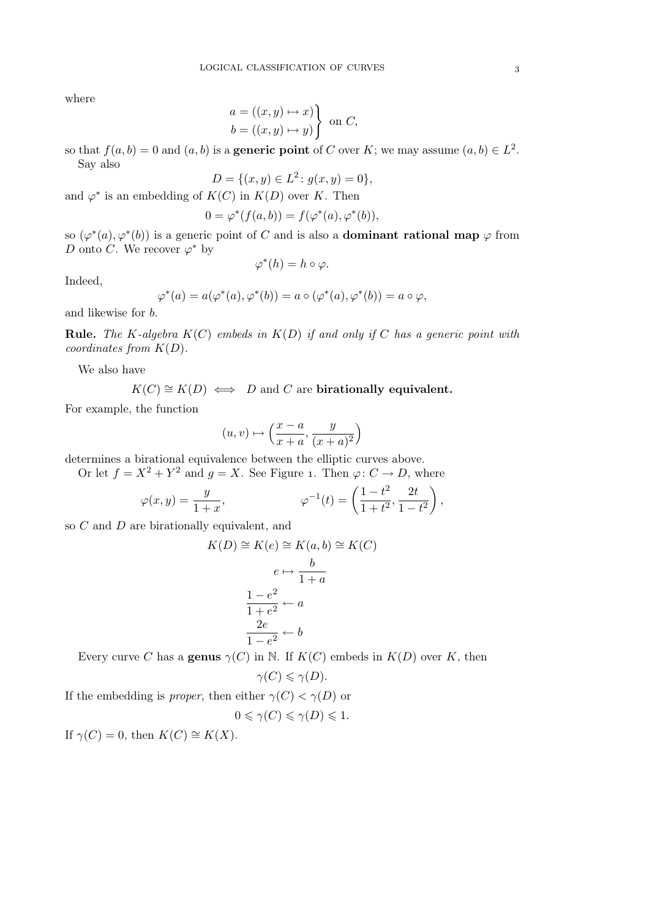where

$$\left.\begin{aligned} a &= ((x,y)\mapsto x) \\ b &= ((x,y)\mapsto y) \end{aligned}\right\} \text{ on } C,$$

so that $f(a,b)=0$ and $(a,b)$ is a **generic point** of $C$ over $K$; we may assume $(a,b)\in L^2$.

Say also

$$D=\{(x,y)\in L^2\colon g(x,y)=0\},$$

and $\varphi^*$ is an embedding of $K(C)$ in $K(D)$ over $K$. Then

$$0=\varphi^*(f(a,b))=f(\varphi^*(a),\varphi^*(b)),$$

so $(\varphi^*(a),\varphi^*(b))$ is a generic point of $C$ and is also a **dominant rational map** $\varphi$ from $D$ onto $C$. We recover $\varphi^*$ by

$$\varphi^*(h)=h\circ\varphi.$$

Indeed,

$$\varphi^*(a)=a(\varphi^*(a),\varphi^*(b))=a\circ(\varphi^*(a),\varphi^*(b))=a\circ\varphi,$$

and likewise for $b$.

**Rule.** *The $K$-algebra $K(C)$ embeds in $K(D)$ if and only if $C$ has a generic point with coordinates from $K(D)$.*

We also have

$$K(C)\cong K(D) \iff D \text{ and } C \text{ are } \textbf{birationally equivalent.}$$

For example, the function

$$(u,v)\mapsto\Big(\frac{x-a}{x+a},\frac{y}{(x+a)^2}\Big)$$

determines a birational equivalence between the elliptic curves above.

Or let $f=X^2+Y^2$ and $g=X$. See Figure 1. Then $\varphi\colon C\to D$, where

$$\varphi(x,y)=\frac{y}{1+x}, \qquad\qquad \varphi^{-1}(t)=\left(\frac{1-t^2}{1+t^2},\frac{2t}{1-t^2}\right),$$

so $C$ and $D$ are birationally equivalent, and

$$K(D)\cong K(e)\cong K(a,b)\cong K(C)$$

$$e\mapsto\frac{b}{1+a}$$

$$\frac{1-e^2}{1+e^2}\leftarrow a$$

$$\frac{2e}{1-e^2}\leftarrow b$$

Every curve $C$ has a **genus** $\gamma(C)$ in $\mathbb{N}$. If $K(C)$ embeds in $K(D)$ over $K$, then

$$\gamma(C)\leqslant\gamma(D).$$

If the embedding is *proper,* then either $\gamma(C)<\gamma(D)$ or

$$0\leqslant\gamma(C)\leqslant\gamma(D)\leqslant 1.$$

If $\gamma(C)=0$, then $K(C)\cong K(X)$.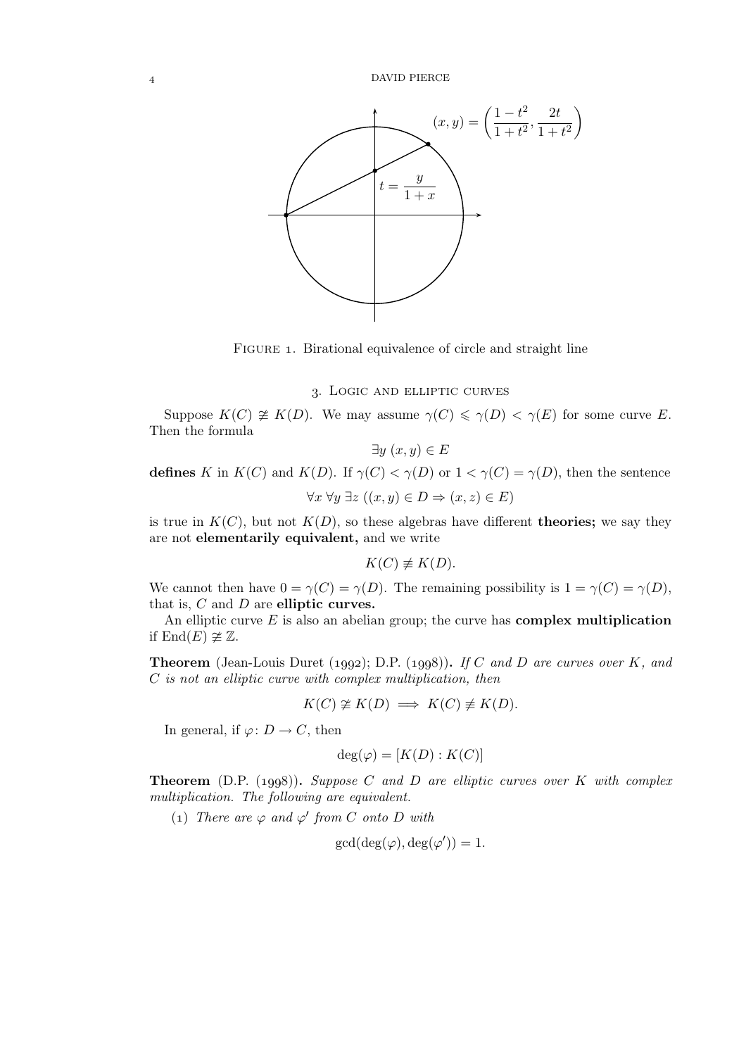$$(x, y) = \left(\frac{1-t^2}{1+t^2}, \frac{2t}{1+t^2}\right)$$

$$t = \frac{y}{1+x}$$

Figure 1. Birational equivalence of circle and straight line

## 3. Logic and elliptic curves

Suppose $K(C) \not\cong K(D)$. We may assume $\gamma(C) \leqslant \gamma(D) < \gamma(E)$ for some curve $E$. Then the formula

$$\exists y \; (x, y) \in E$$

**defines** $K$ in $K(C)$ and $K(D)$. If $\gamma(C) < \gamma(D)$ or $1 < \gamma(C) = \gamma(D)$, then the sentence

$$\forall x \; \forall y \; \exists z \; ((x, y) \in D \Rightarrow (x, z) \in E)$$

is true in $K(C)$, but not $K(D)$, so these algebras have different **theories;** we say they are not **elementarily equivalent,** and we write

$$K(C) \not\equiv K(D).$$

We cannot then have $0 = \gamma(C) = \gamma(D)$. The remaining possibility is $1 = \gamma(C) = \gamma(D)$, that is, $C$ and $D$ are **elliptic curves.**

An elliptic curve $E$ is also an abelian group; the curve has **complex multiplication** if $\mathrm{End}(E) \not\cong \mathbb{Z}$.

**Theorem** (Jean-Louis Duret (1992); D.P. (1998))**.** *If $C$ and $D$ are curves over $K$, and $C$ is not an elliptic curve with complex multiplication, then*

$$K(C) \not\cong K(D) \implies K(C) \not\equiv K(D).$$

In general, if $\varphi \colon D \to C$, then

$$\deg(\varphi) = [K(D) : K(C)]$$

**Theorem** (D.P. (1998))**.** *Suppose $C$ and $D$ are elliptic curves over $K$ with complex multiplication. The following are equivalent.*

(1) *There are $\varphi$ and $\varphi'$ from $C$ onto $D$ with*

$$\gcd(\deg(\varphi), \deg(\varphi')) = 1.$$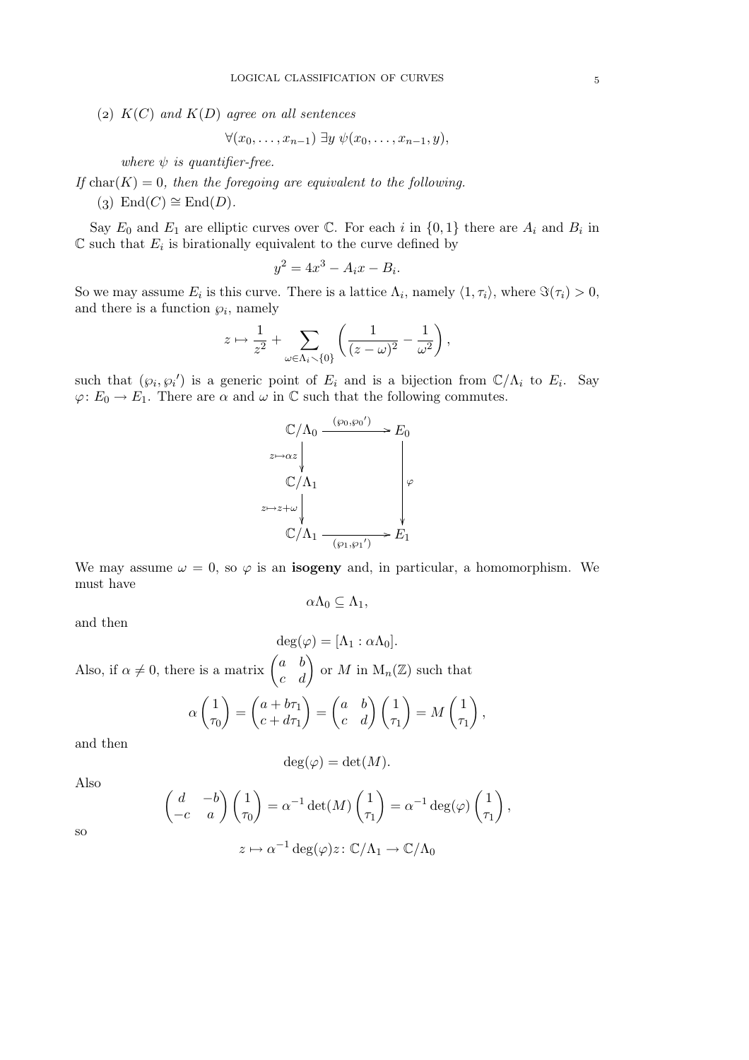(2) *$K(C)$ and $K(D)$ agree on all sentences*

$$\forall(x_0,\dots,x_{n-1})\ \exists y\ \psi(x_0,\dots,x_{n-1},y),$$

*where $\psi$ is quantifier-free.*

*If $\operatorname{char}(K)=0$, then the foregoing are equivalent to the following.*

(3) $\operatorname{End}(C)\cong\operatorname{End}(D)$.

Say $E_0$ and $E_1$ are elliptic curves over $\mathbb{C}$. For each $i$ in $\{0,1\}$ there are $A_i$ and $B_i$ in $\mathbb{C}$ such that $E_i$ is birationally equivalent to the curve defined by

$$y^2=4x^3-A_ix-B_i.$$

So we may assume $E_i$ is this curve. There is a lattice $\Lambda_i$, namely $\langle 1,\tau_i\rangle$, where $\Im(\tau_i)>0$, and there is a function $\wp_i$, namely

$$z\mapsto\frac{1}{z^2}+\sum_{\omega\in\Lambda_i\smallsetminus\{0\}}\left(\frac{1}{(z-\omega)^2}-\frac{1}{\omega^2}\right),$$

such that $(\wp_i,{\wp_i}')$ is a generic point of $E_i$ and is a bijection from $\mathbb{C}/\Lambda_i$ to $E_i$. Say $\varphi\colon E_0\to E_1$. There are $\alpha$ and $\omega$ in $\mathbb{C}$ such that the following commutes.

$$\begin{array}{ccc}
\mathbb{C}/\Lambda_0 & \xrightarrow{(\wp_0,{\wp_0}')} & E_0\\
{\scriptstyle z\mapsto\alpha z}\downarrow & & \\
\mathbb{C}/\Lambda_1 & & \downarrow{\scriptstyle\varphi}\\
{\scriptstyle z\mapsto z+\omega}\downarrow & & \\
\mathbb{C}/\Lambda_1 & \xrightarrow[(\wp_1,{\wp_1}')]{} & E_1
\end{array}$$

We may assume $\omega=0$, so $\varphi$ is an **isogeny** and, in particular, a homomorphism. We must have

$$\alpha\Lambda_0\subseteq\Lambda_1,$$

and then

$$\deg(\varphi)=[\Lambda_1:\alpha\Lambda_0].$$

Also, if $\alpha\neq0$, there is a matrix $\begin{pmatrix}a&b\\c&d\end{pmatrix}$ or $M$ in $\mathrm{M}_n(\mathbb{Z})$ such that

$$\alpha\begin{pmatrix}1\\\tau_0\end{pmatrix}=\begin{pmatrix}a+b\tau_1\\c+d\tau_1\end{pmatrix}=\begin{pmatrix}a&b\\c&d\end{pmatrix}\begin{pmatrix}1\\\tau_1\end{pmatrix}=M\begin{pmatrix}1\\\tau_1\end{pmatrix},$$

and then

$$\deg(\varphi)=\det(M).$$

Also

$$\begin{pmatrix}d&-b\\-c&a\end{pmatrix}\begin{pmatrix}1\\\tau_0\end{pmatrix}=\alpha^{-1}\det(M)\begin{pmatrix}1\\\tau_1\end{pmatrix}=\alpha^{-1}\deg(\varphi)\begin{pmatrix}1\\\tau_1\end{pmatrix},$$

so

$$z\mapsto\alpha^{-1}\deg(\varphi)z\colon\mathbb{C}/\Lambda_1\to\mathbb{C}/\Lambda_0$$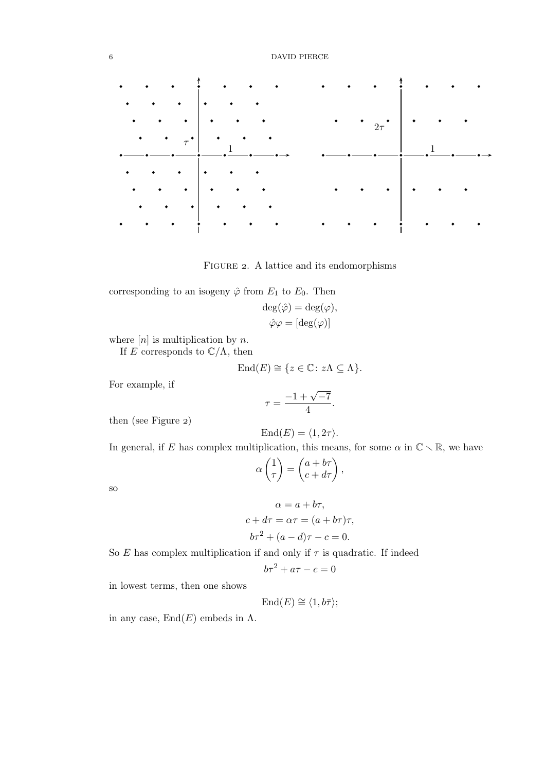FIGURE 2. A lattice and its endomorphisms

corresponding to an isogeny $\hat{\varphi}$ from $E_1$ to $E_0$. Then

$$\deg(\hat{\varphi}) = \deg(\varphi),$$
$$\hat{\varphi}\varphi = [\deg(\varphi)]$$

where $[n]$ is multiplication by $n$.

If $E$ corresponds to $\mathbb{C}/\Lambda$, then

$$\operatorname{End}(E) \cong \{z \in \mathbb{C} \colon z\Lambda \subseteq \Lambda\}.$$

For example, if

$$\tau = \frac{-1 + \sqrt{-7}}{4}.$$

then (see Figure 2)

$$\operatorname{End}(E) = \langle 1, 2\tau \rangle.$$

In general, if $E$ has complex multiplication, this means, for some $\alpha$ in $\mathbb{C} \smallsetminus \mathbb{R}$, we have

$$\alpha \begin{pmatrix} 1 \\ \tau \end{pmatrix} = \begin{pmatrix} a + b\tau \\ c + d\tau \end{pmatrix},$$

so

$$\alpha = a + b\tau,$$
$$c + d\tau = \alpha\tau = (a + b\tau)\tau,$$
$$b\tau^2 + (a - d)\tau - c = 0.$$

So $E$ has complex multiplication if and only if $\tau$ is quadratic. If indeed

$$b\tau^2 + a\tau - c = 0$$

in lowest terms, then one shows

$$\operatorname{End}(E) \cong \langle 1, b\bar{\tau} \rangle;$$

in any case, $\operatorname{End}(E)$ embeds in $\Lambda$.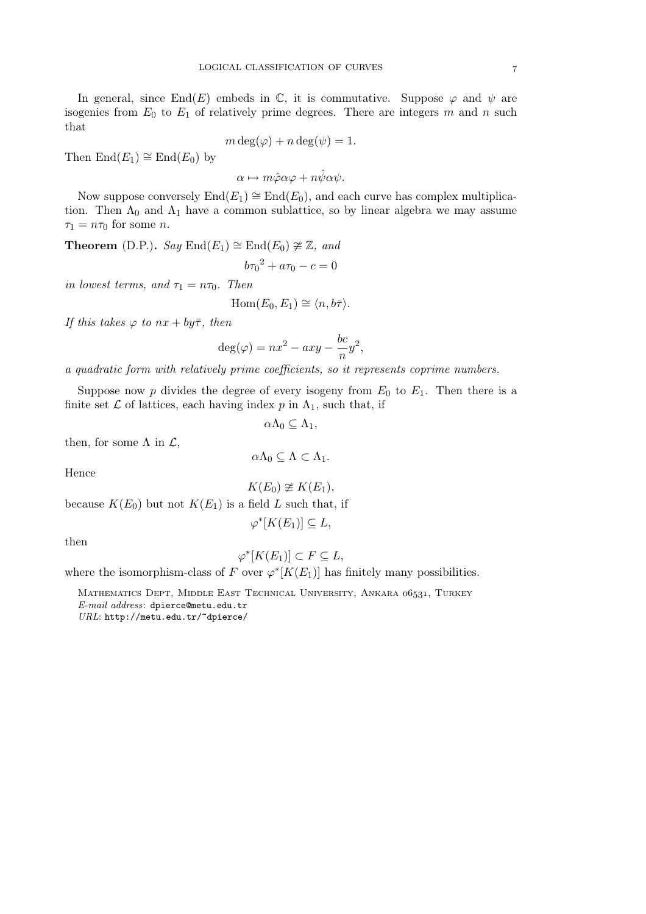In general, since $\operatorname{End}(E)$ embeds in $\mathbb{C}$, it is commutative. Suppose $\varphi$ and $\psi$ are isogenies from $E_0$ to $E_1$ of relatively prime degrees. There are integers $m$ and $n$ such that

$$m\deg(\varphi) + n\deg(\psi) = 1.$$

Then $\operatorname{End}(E_1) \cong \operatorname{End}(E_0)$ by

$$\alpha \mapsto m\hat{\varphi}\alpha\varphi + n\hat{\psi}\alpha\psi.$$

Now suppose conversely $\operatorname{End}(E_1) \cong \operatorname{End}(E_0)$, and each curve has complex multiplication. Then $\Lambda_0$ and $\Lambda_1$ have a common sublattice, so by linear algebra we may assume $\tau_1 = n\tau_0$ for some $n$.

**Theorem** (D.P.)**.** *Say* $\operatorname{End}(E_1) \cong \operatorname{End}(E_0) \ncong \mathbb{Z}$*, and*

$${b\tau_0}^2 + a\tau_0 - c = 0$$

*in lowest terms, and* $\tau_1 = n\tau_0$*. Then*

$$\operatorname{Hom}(E_0, E_1) \cong \langle n, b\bar{\tau}\rangle.$$

*If this takes* $\varphi$ *to* $nx + by\bar{\tau}$*, then*

$$\deg(\varphi) = nx^2 - axy - \frac{bc}{n}y^2,$$

*a quadratic form with relatively prime coefficients, so it represents coprime numbers.*

Suppose now $p$ divides the degree of every isogeny from $E_0$ to $E_1$. Then there is a finite set $\mathcal{L}$ of lattices, each having index $p$ in $\Lambda_1$, such that, if

$$\alpha\Lambda_0 \subseteq \Lambda_1,$$

then, for some $\Lambda$ in $\mathcal{L}$,

$$\alpha\Lambda_0 \subseteq \Lambda \subset \Lambda_1.$$

Hence

$$K(E_0) \ncong K(E_1),$$

because $K(E_0)$ but not $K(E_1)$ is a field $L$ such that, if

$$\varphi^*[K(E_1)] \subseteq L,$$

then

$$\varphi^*[K(E_1)] \subset F \subseteq L,$$

where the isomorphism-class of $F$ over $\varphi^*[K(E_1)]$ has finitely many possibilities.

Mathematics Dept, Middle East Technical University, Ankara 06531, Turkey
*E-mail address*: dpierce@metu.edu.tr
*URL*: http://metu.edu.tr/~dpierce/